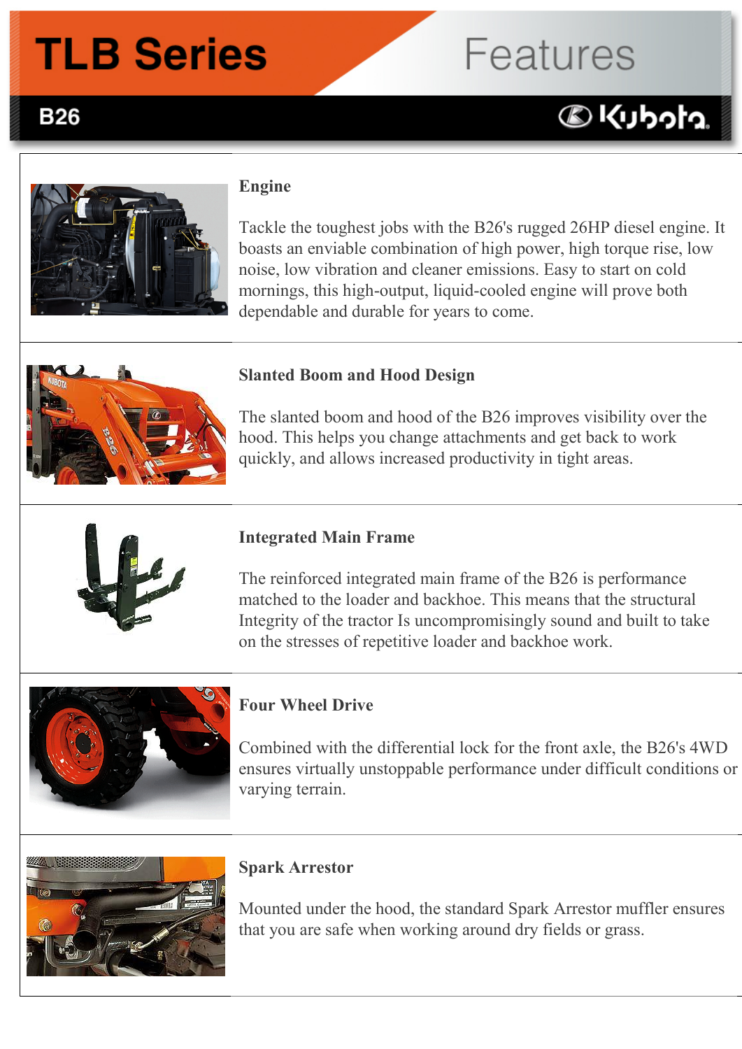# TLB Series Features

## B26

Kubota

### Engine

Tackle the toughest jobs with the B26's rugged 26HP diesel engine. It boasts an enviable combination of high power, high torque rise, low noise, low vibration and cleaner emissions. Easy to start on cold mornings, this high-output, liquid-cooled engine will prove both dependable and durable for years to come.

### Slanted Boom and Hood Design

The slanted boom and hood of the B26 improves visibility over the hood. This helps you change attachments and get back to work quickly, and allows increased productivity in tight areas.

### Integrated Main Frame

The reinforced integrated main frame of the B26 is performance matched to the loader and backhoe. This means that the structural Integrity of the tractor Is uncompromisingly sound and built to take on the stresses of repetitive loader and backhoe work.

### Four Wheel Drive

Combined with the differential lock for the front axle, the B26's 4WD ensures virtually unstoppable performance under difficult conditions or varying terrain.

### Spark Arrestor

Mounted under the hood, the standard Spark Arrestor muffler ensures that you are safe when working around dry fields or grass.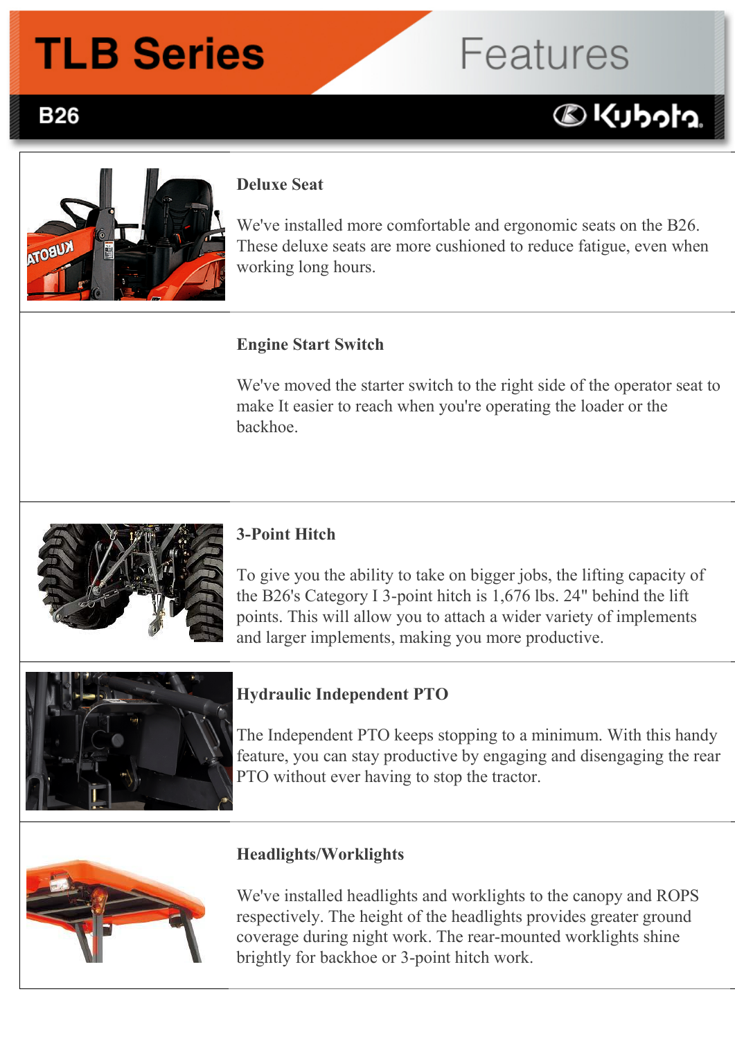# TLB Series Features

## B26

### Deluxe Seat

We've installed more comfortable and ergonomic seats on the B26. These deluxe seats are more cushioned to reduce fatigue, even when working long hours.

### Engine Start Switch

We've moved the starter switch to the right side of the operator seat to make It easier to reach when you're operating the loader or the backhoe.

### 3-Point Hitch

To give you the ability to take on bigger jobs, the lifting capacity of the B26's Category I 3-point hitch is 1,676 lbs. 24" behind the lift points. This will allow you to attach a wider variety of implements and larger implements, making you more productive.

### Hydraulic Independent PTO

The Independent PTO keeps stopping to a minimum. With this handy feature, you can stay productive by engaging and disengaging the rear PTO without ever having to stop the tractor.

### Headlights/Worklights

We've installed headlights and worklights to the canopy and ROPS respectively. The height of the headlights provides greater ground coverage during night work. The rear-mounted worklights shine brightly for backhoe or 3-point hitch work.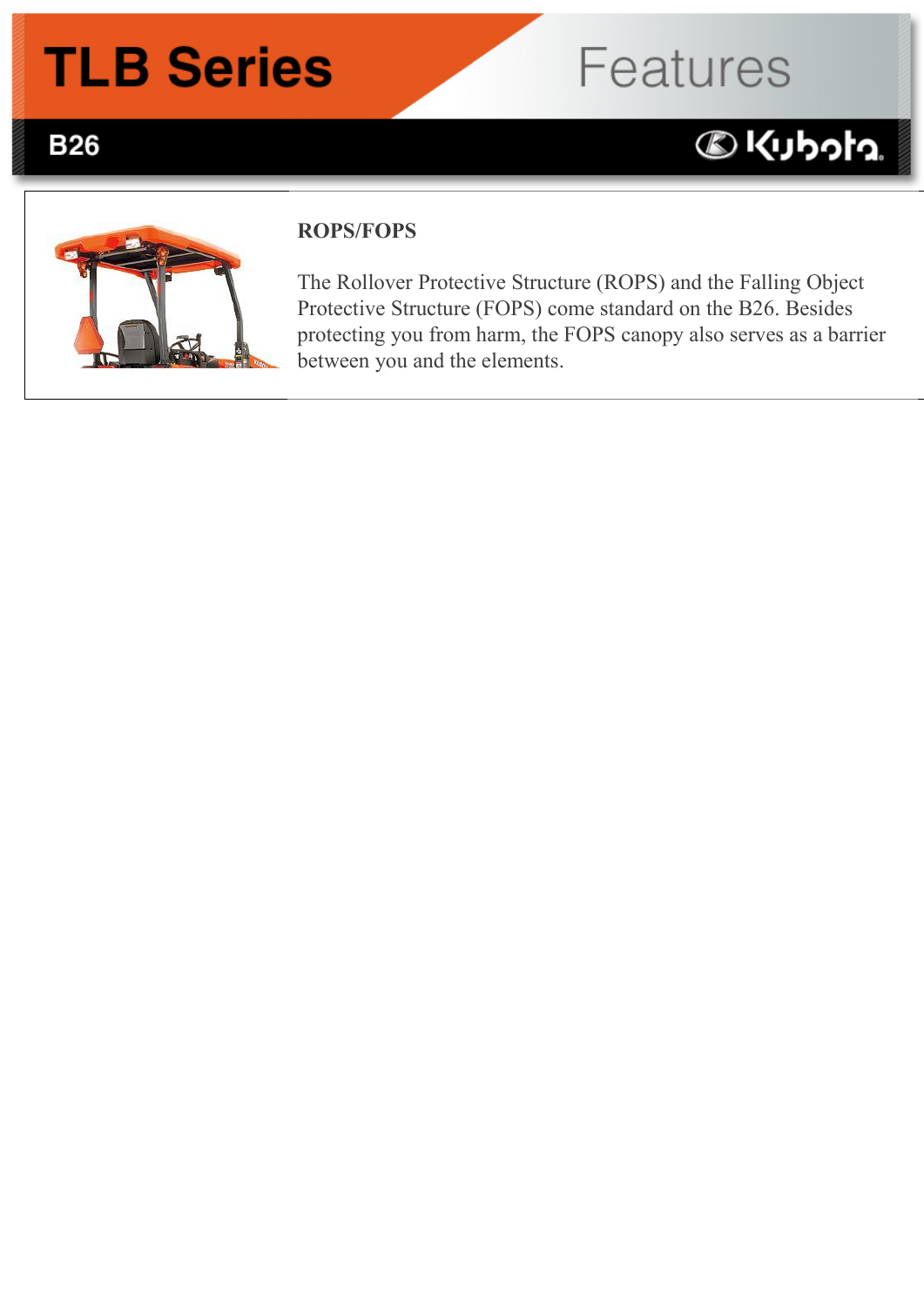# TLB Series

## Features

B26

### ROPS/FOPS

The Rollover Protective Structure (ROPS) and the Falling Object Protective Structure (FOPS) come standard on the B26. Besides protecting you from harm, the FOPS canopy also serves as a barrier between you and the elements.